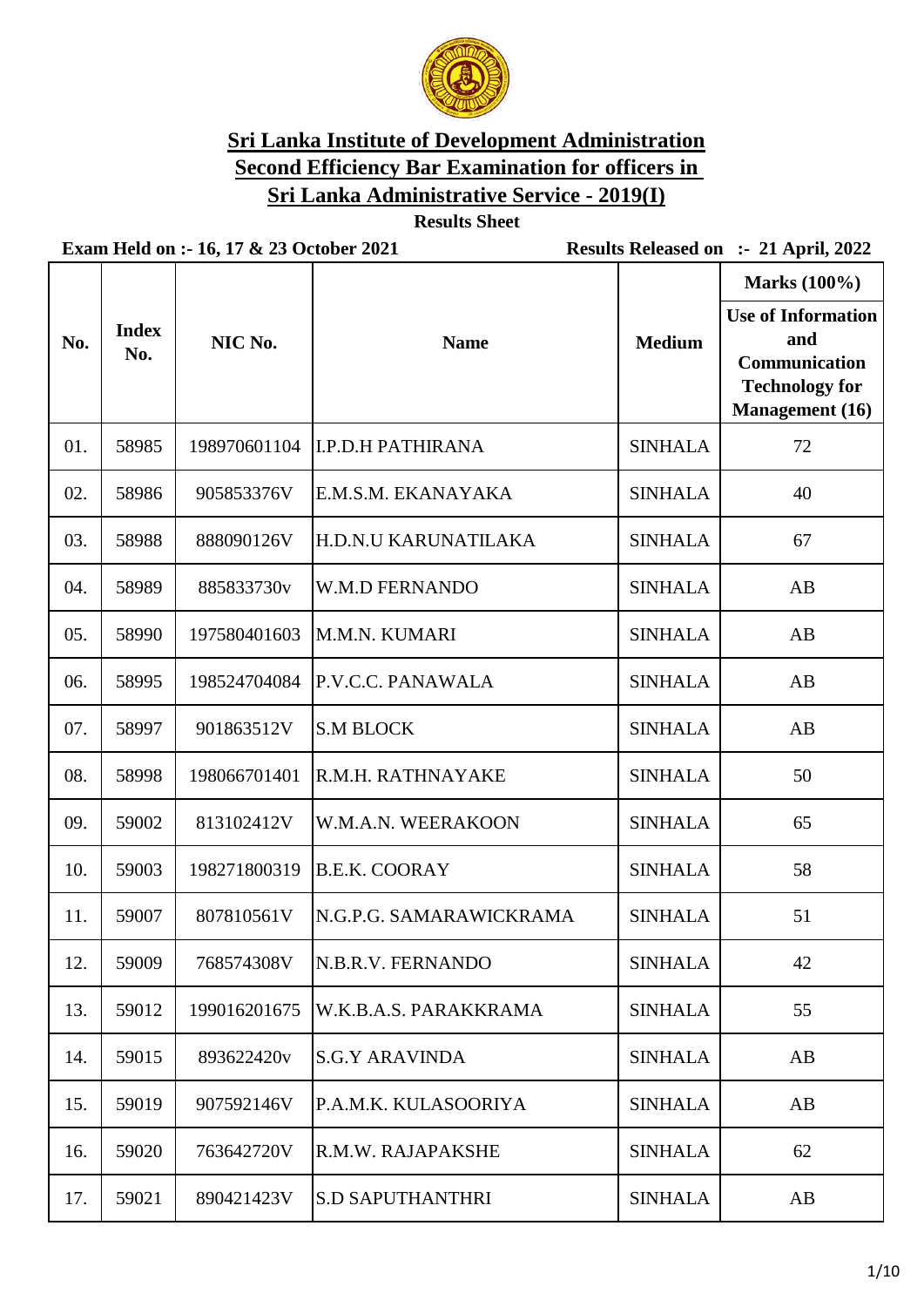# Sri Lanka Institute of Development Administration

## Second Efficiency Bar Examination for officers in Sri Lanka Administrative Service - 2019(I)

**Results Sheet**

**Exam Held on :- 16, 17 & 23 October 2021** **Results Released on :- 21 April, 2022**

| No. | Index No. | NIC No. | Name | Medium | Marks (100%) Use of Information and Communication Technology for Management (16) |
|---|---|---|---|---|---|
| 01. | 58985 | 198970601104 | I.P.D.H PATHIRANA | SINHALA | 72 |
| 02. | 58986 | 905853376V | E.M.S.M. EKANAYAKA | SINHALA | 40 |
| 03. | 58988 | 888090126V | H.D.N.U KARUNATILAKA | SINHALA | 67 |
| 04. | 58989 | 885833730v | W.M.D FERNANDO | SINHALA | AB |
| 05. | 58990 | 197580401603 | M.M.N. KUMARI | SINHALA | AB |
| 06. | 58995 | 198524704084 | P.V.C.C. PANAWALA | SINHALA | AB |
| 07. | 58997 | 901863512V | S.M BLOCK | SINHALA | AB |
| 08. | 58998 | 198066701401 | R.M.H. RATHNAYAKE | SINHALA | 50 |
| 09. | 59002 | 813102412V | W.M.A.N. WEERAKOON | SINHALA | 65 |
| 10. | 59003 | 198271800319 | B.E.K. COORAY | SINHALA | 58 |
| 11. | 59007 | 807810561V | N.G.P.G. SAMARAWICKRAMA | SINHALA | 51 |
| 12. | 59009 | 768574308V | N.B.R.V. FERNANDO | SINHALA | 42 |
| 13. | 59012 | 199016201675 | W.K.B.A.S. PARAKKRAMA | SINHALA | 55 |
| 14. | 59015 | 893622420v | S.G.Y ARAVINDA | SINHALA | AB |
| 15. | 59019 | 907592146V | P.A.M.K. KULASOORIYA | SINHALA | AB |
| 16. | 59020 | 763642720V | R.M.W. RAJAPAKSHE | SINHALA | 62 |
| 17. | 59021 | 890421423V | S.D SAPUTHANTHRI | SINHALA | AB |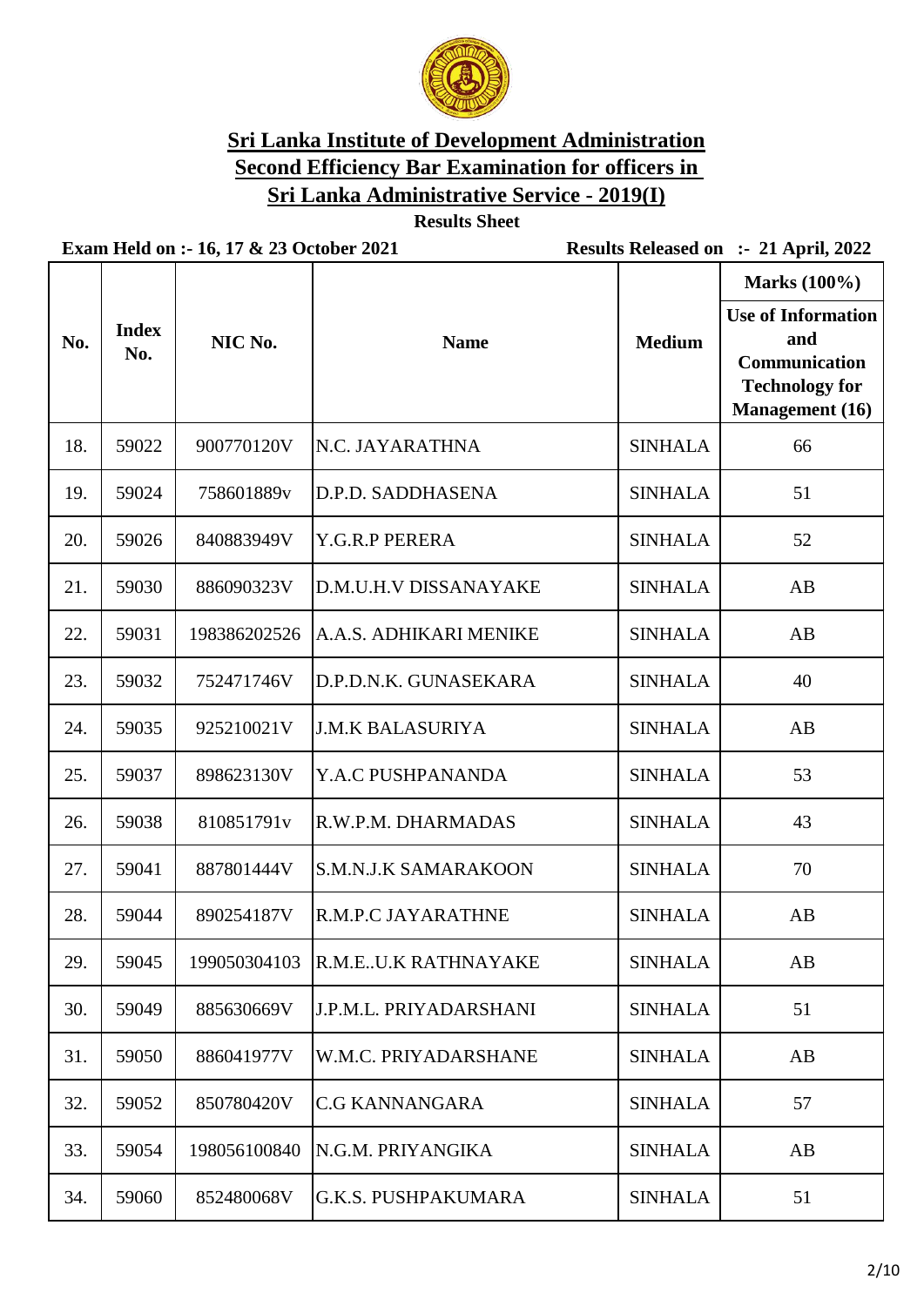# Sri Lanka Institute of Development Administration

## Second Efficiency Bar Examination for officers in Sri Lanka Administrative Service - 2019(I)

**Results Sheet**

**Exam Held on :- 16, 17 & 23 October 2021** **Results Released on :- 21 April, 2022**

| No. | Index No. | NIC No. | Name | Medium | Marks (100%) Use of Information and Communication Technology for Management (16) |
|---|---|---|---|---|---|
| 18. | 59022 | 900770120V | N.C. JAYARATHNA | SINHALA | 66 |
| 19. | 59024 | 758601889v | D.P.D. SADDHASENA | SINHALA | 51 |
| 20. | 59026 | 840883949V | Y.G.R.P PERERA | SINHALA | 52 |
| 21. | 59030 | 886090323V | D.M.U.H.V DISSANAYAKE | SINHALA | AB |
| 22. | 59031 | 198386202526 | A.A.S. ADHIKARI MENIKE | SINHALA | AB |
| 23. | 59032 | 752471746V | D.P.D.N.K. GUNASEKARA | SINHALA | 40 |
| 24. | 59035 | 925210021V | J.M.K BALASURIYA | SINHALA | AB |
| 25. | 59037 | 898623130V | Y.A.C PUSHPANANDA | SINHALA | 53 |
| 26. | 59038 | 810851791v | R.W.P.M. DHARMADAS | SINHALA | 43 |
| 27. | 59041 | 887801444V | S.M.N.J.K SAMARAKOON | SINHALA | 70 |
| 28. | 59044 | 890254187V | R.M.P.C JAYARATHNE | SINHALA | AB |
| 29. | 59045 | 199050304103 | R.M.E..U.K RATHNAYAKE | SINHALA | AB |
| 30. | 59049 | 885630669V | J.P.M.L. PRIYADARSHANI | SINHALA | 51 |
| 31. | 59050 | 886041977V | W.M.C. PRIYADARSHANE | SINHALA | AB |
| 32. | 59052 | 850780420V | C.G KANNANGARA | SINHALA | 57 |
| 33. | 59054 | 198056100840 | N.G.M. PRIYANGIKA | SINHALA | AB |
| 34. | 59060 | 852480068V | G.K.S. PUSHPAKUMARA | SINHALA | 51 |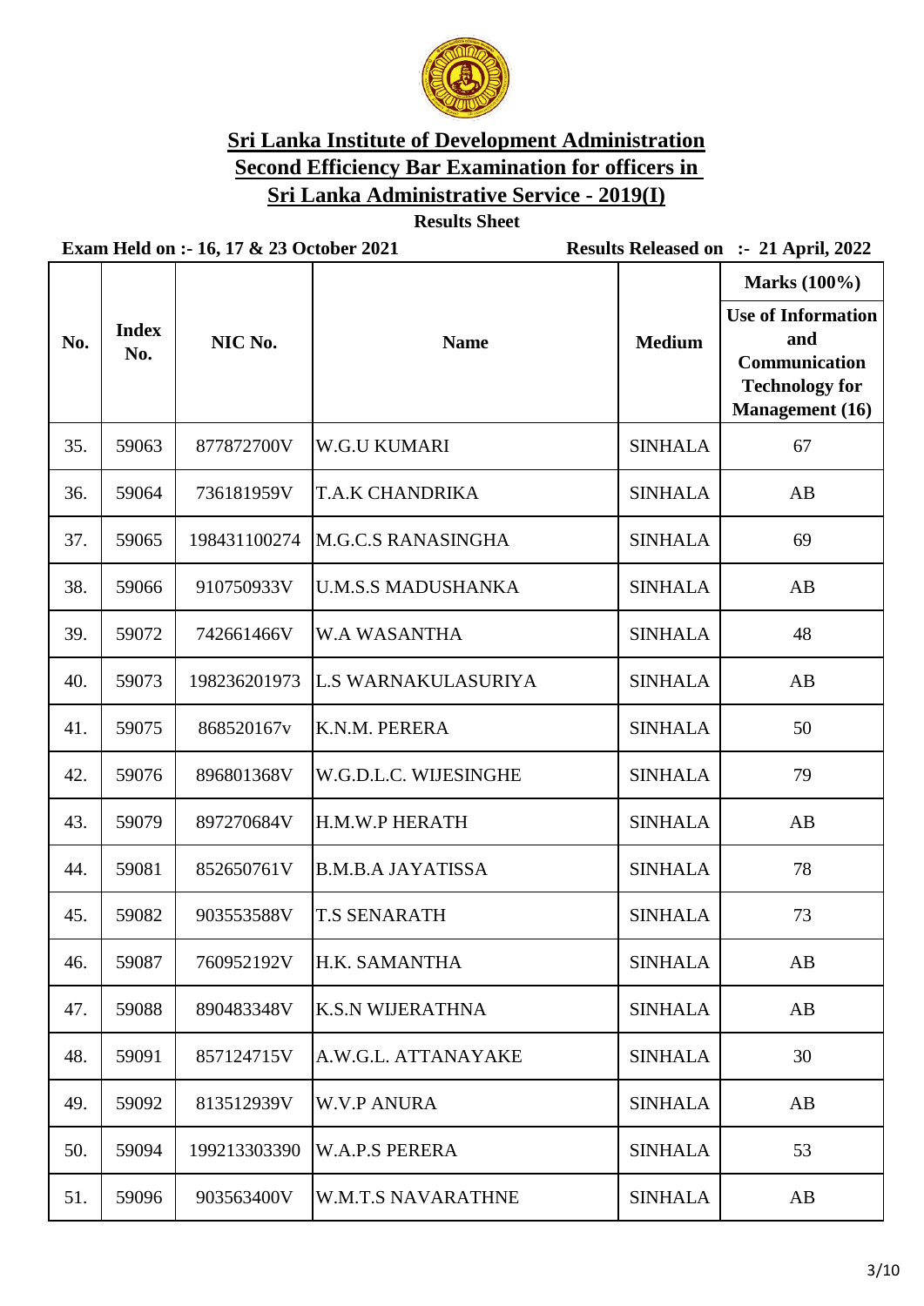# Sri Lanka Institute of Development Administration

## Second Efficiency Bar Examination for officers in Sri Lanka Administrative Service - 2019(I)

**Results Sheet**

**Exam Held on :- 16, 17 & 23 October 2021** **Results Released on :- 21 April, 2022**

| No. | Index No. | NIC No. | Name | Medium | Marks (100%) Use of Information and Communication Technology for Management (16) |
|---|---|---|---|---|---|
| 35. | 59063 | 877872700V | W.G.U KUMARI | SINHALA | 67 |
| 36. | 59064 | 736181959V | T.A.K CHANDRIKA | SINHALA | AB |
| 37. | 59065 | 198431100274 | M.G.C.S RANASINGHA | SINHALA | 69 |
| 38. | 59066 | 910750933V | U.M.S.S MADUSHANKA | SINHALA | AB |
| 39. | 59072 | 742661466V | W.A WASANTHA | SINHALA | 48 |
| 40. | 59073 | 198236201973 | L.S WARNAKULASURIYA | SINHALA | AB |
| 41. | 59075 | 868520167v | K.N.M. PERERA | SINHALA | 50 |
| 42. | 59076 | 896801368V | W.G.D.L.C. WIJESINGHE | SINHALA | 79 |
| 43. | 59079 | 897270684V | H.M.W.P HERATH | SINHALA | AB |
| 44. | 59081 | 852650761V | B.M.B.A JAYATISSA | SINHALA | 78 |
| 45. | 59082 | 903553588V | T.S SENARATH | SINHALA | 73 |
| 46. | 59087 | 760952192V | H.K. SAMANTHA | SINHALA | AB |
| 47. | 59088 | 890483348V | K.S.N WIJERATHNA | SINHALA | AB |
| 48. | 59091 | 857124715V | A.W.G.L. ATTANAYAKE | SINHALA | 30 |
| 49. | 59092 | 813512939V | W.V.P ANURA | SINHALA | AB |
| 50. | 59094 | 199213303390 | W.A.P.S PERERA | SINHALA | 53 |
| 51. | 59096 | 903563400V | W.M.T.S NAVARATHNE | SINHALA | AB |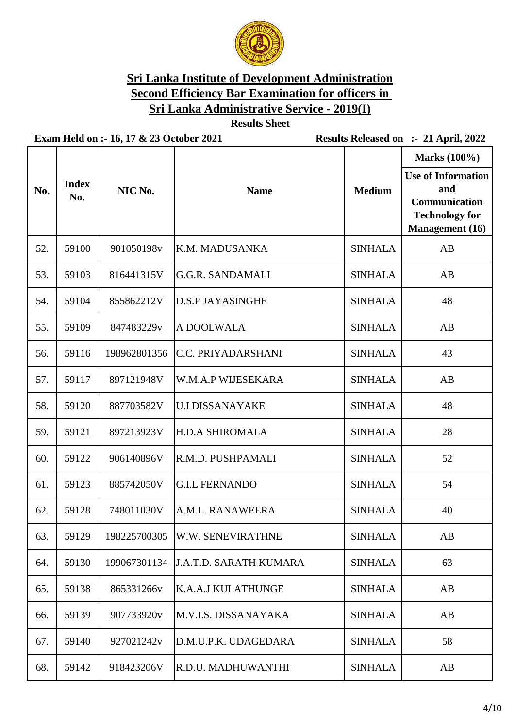# Sri Lanka Institute of Development Administration

## Second Efficiency Bar Examination for officers in Sri Lanka Administrative Service - 2019(I)

**Results Sheet**

**Exam Held on :- 16, 17 & 23 October 2021** **Results Released on :- 21 April, 2022**

| No. | Index No. | NIC No. | Name | Medium | Marks (100%) Use of Information and Communication Technology for Management (16) |
|---|---|---|---|---|---|
| 52. | 59100 | 901050198v | K.M. MADUSANKA | SINHALA | AB |
| 53. | 59103 | 816441315V | G.G.R. SANDAMALI | SINHALA | AB |
| 54. | 59104 | 855862212V | D.S.P JAYASINGHE | SINHALA | 48 |
| 55. | 59109 | 847483229v | A DOOLWALA | SINHALA | AB |
| 56. | 59116 | 198962801356 | C.C. PRIYADARSHANI | SINHALA | 43 |
| 57. | 59117 | 897121948V | W.M.A.P WIJESEKARA | SINHALA | AB |
| 58. | 59120 | 887703582V | U.I DISSANAYAKE | SINHALA | 48 |
| 59. | 59121 | 897213923V | H.D.A SHIROMALA | SINHALA | 28 |
| 60. | 59122 | 906140896V | R.M.D. PUSHPAMALI | SINHALA | 52 |
| 61. | 59123 | 885742050V | G.I.L FERNANDO | SINHALA | 54 |
| 62. | 59128 | 748011030V | A.M.L. RANAWEERA | SINHALA | 40 |
| 63. | 59129 | 198225700305 | W.W. SENEVIRATHNE | SINHALA | AB |
| 64. | 59130 | 199067301134 | J.A.T.D. SARATH KUMARA | SINHALA | 63 |
| 65. | 59138 | 865331266v | K.A.A.J KULATHUNGE | SINHALA | AB |
| 66. | 59139 | 907733920v | M.V.I.S. DISSANAYAKA | SINHALA | AB |
| 67. | 59140 | 927021242v | D.M.U.P.K. UDAGEDARA | SINHALA | 58 |
| 68. | 59142 | 918423206V | R.D.U. MADHUWANTHI | SINHALA | AB |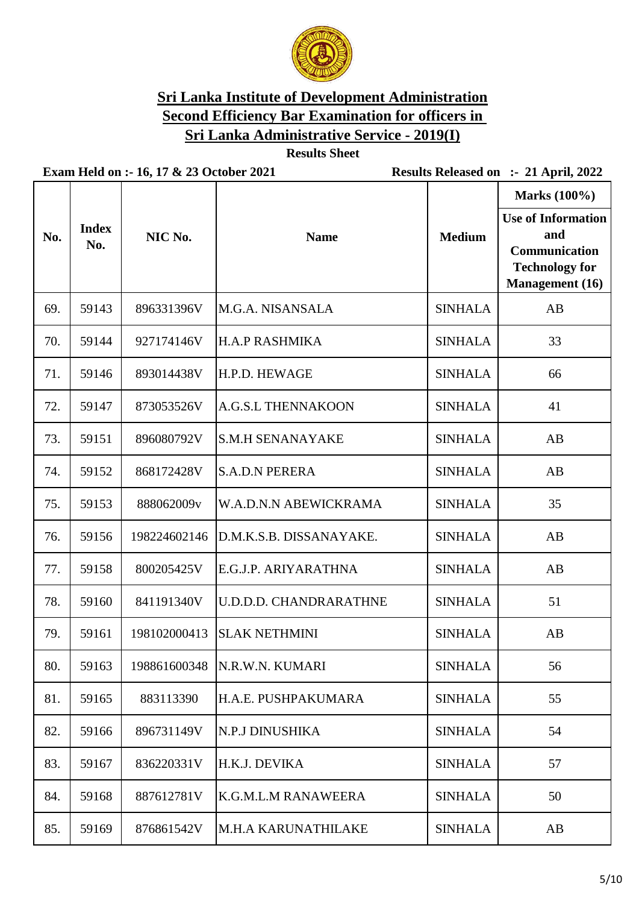# Sri Lanka Institute of Development Administration

## Second Efficiency Bar Examination for officers in Sri Lanka Administrative Service - 2019(I)

**Results Sheet**

**Exam Held on :- 16, 17 & 23 October 2021** | **Results Released on :- 21 April, 2022**

| No. | Index No. | NIC No. | Name | Medium | Marks (100%) Use of Information and Communication Technology for Management (16) |
|---|---|---|---|---|---|
| 69. | 59143 | 896331396V | M.G.A. NISANSALA | SINHALA | AB |
| 70. | 59144 | 927174146V | H.A.P RASHMIKA | SINHALA | 33 |
| 71. | 59146 | 893014438V | H.P.D. HEWAGE | SINHALA | 66 |
| 72. | 59147 | 873053526V | A.G.S.L THENNAKOON | SINHALA | 41 |
| 73. | 59151 | 896080792V | S.M.H SENANAYAKE | SINHALA | AB |
| 74. | 59152 | 868172428V | S.A.D.N PERERA | SINHALA | AB |
| 75. | 59153 | 888062009v | W.A.D.N.N ABEWICKRAMA | SINHALA | 35 |
| 76. | 59156 | 198224602146 | D.M.K.S.B. DISSANAYAKE. | SINHALA | AB |
| 77. | 59158 | 800205425V | E.G.J.P. ARIYARATHNA | SINHALA | AB |
| 78. | 59160 | 841191340V | U.D.D.D. CHANDRARATHNE | SINHALA | 51 |
| 79. | 59161 | 198102000413 | SLAK NETHMINI | SINHALA | AB |
| 80. | 59163 | 198861600348 | N.R.W.N. KUMARI | SINHALA | 56 |
| 81. | 59165 | 883113390 | H.A.E. PUSHPAKUMARA | SINHALA | 55 |
| 82. | 59166 | 896731149V | N.P.J DINUSHIKA | SINHALA | 54 |
| 83. | 59167 | 836220331V | H.K.J. DEVIKA | SINHALA | 57 |
| 84. | 59168 | 887612781V | K.G.M.L.M RANAWEERA | SINHALA | 50 |
| 85. | 59169 | 876861542V | M.H.A KARUNATHILAKE | SINHALA | AB |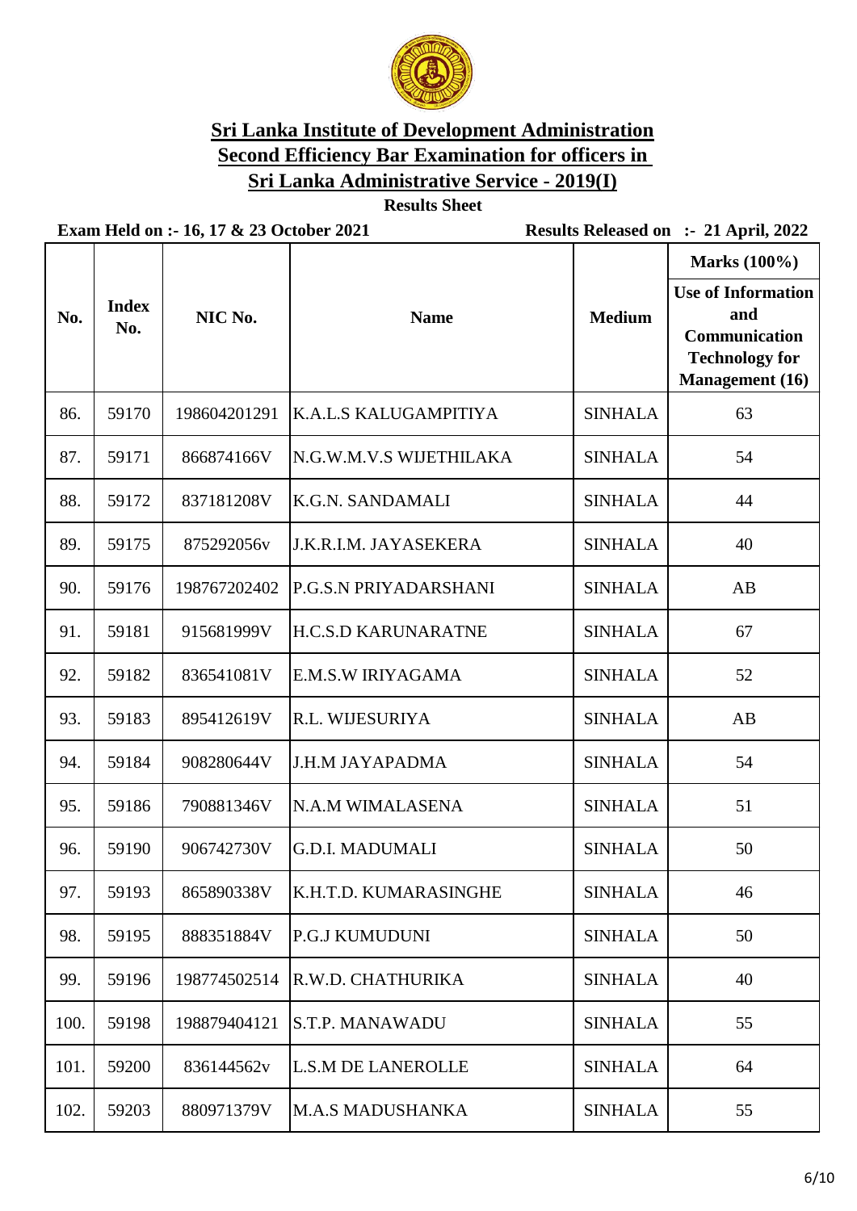# Sri Lanka Institute of Development Administration

## Second Efficiency Bar Examination for officers in Sri Lanka Administrative Service - 2019(I)

**Results Sheet**

**Exam Held on :- 16, 17 & 23 October 2021** **Results Released on :- 21 April, 2022**

| No. | Index No. | NIC No. | Name | Medium | Marks (100%) Use of Information and Communication Technology for Management (16) |
|---|---|---|---|---|---|
| 86. | 59170 | 198604201291 | K.A.L.S KALUGAMPITIYA | SINHALA | 63 |
| 87. | 59171 | 866874166V | N.G.W.M.V.S WIJETHILAKA | SINHALA | 54 |
| 88. | 59172 | 837181208V | K.G.N. SANDAMALI | SINHALA | 44 |
| 89. | 59175 | 875292056v | J.K.R.I.M. JAYASEKERA | SINHALA | 40 |
| 90. | 59176 | 198767202402 | P.G.S.N PRIYADARSHANI | SINHALA | AB |
| 91. | 59181 | 915681999V | H.C.S.D KARUNARATNE | SINHALA | 67 |
| 92. | 59182 | 836541081V | E.M.S.W IRIYAGAMA | SINHALA | 52 |
| 93. | 59183 | 895412619V | R.L. WIJESURIYA | SINHALA | AB |
| 94. | 59184 | 908280644V | J.H.M JAYAPADMA | SINHALA | 54 |
| 95. | 59186 | 790881346V | N.A.M WIMALASENA | SINHALA | 51 |
| 96. | 59190 | 906742730V | G.D.I. MADUMALI | SINHALA | 50 |
| 97. | 59193 | 865890338V | K.H.T.D. KUMARASINGHE | SINHALA | 46 |
| 98. | 59195 | 888351884V | P.G.J KUMUDUNI | SINHALA | 50 |
| 99. | 59196 | 198774502514 | R.W.D. CHATHURIKA | SINHALA | 40 |
| 100. | 59198 | 198879404121 | S.T.P. MANAWADU | SINHALA | 55 |
| 101. | 59200 | 836144562v | L.S.M DE LANEROLLE | SINHALA | 64 |
| 102. | 59203 | 880971379V | M.A.S MADUSHANKA | SINHALA | 55 |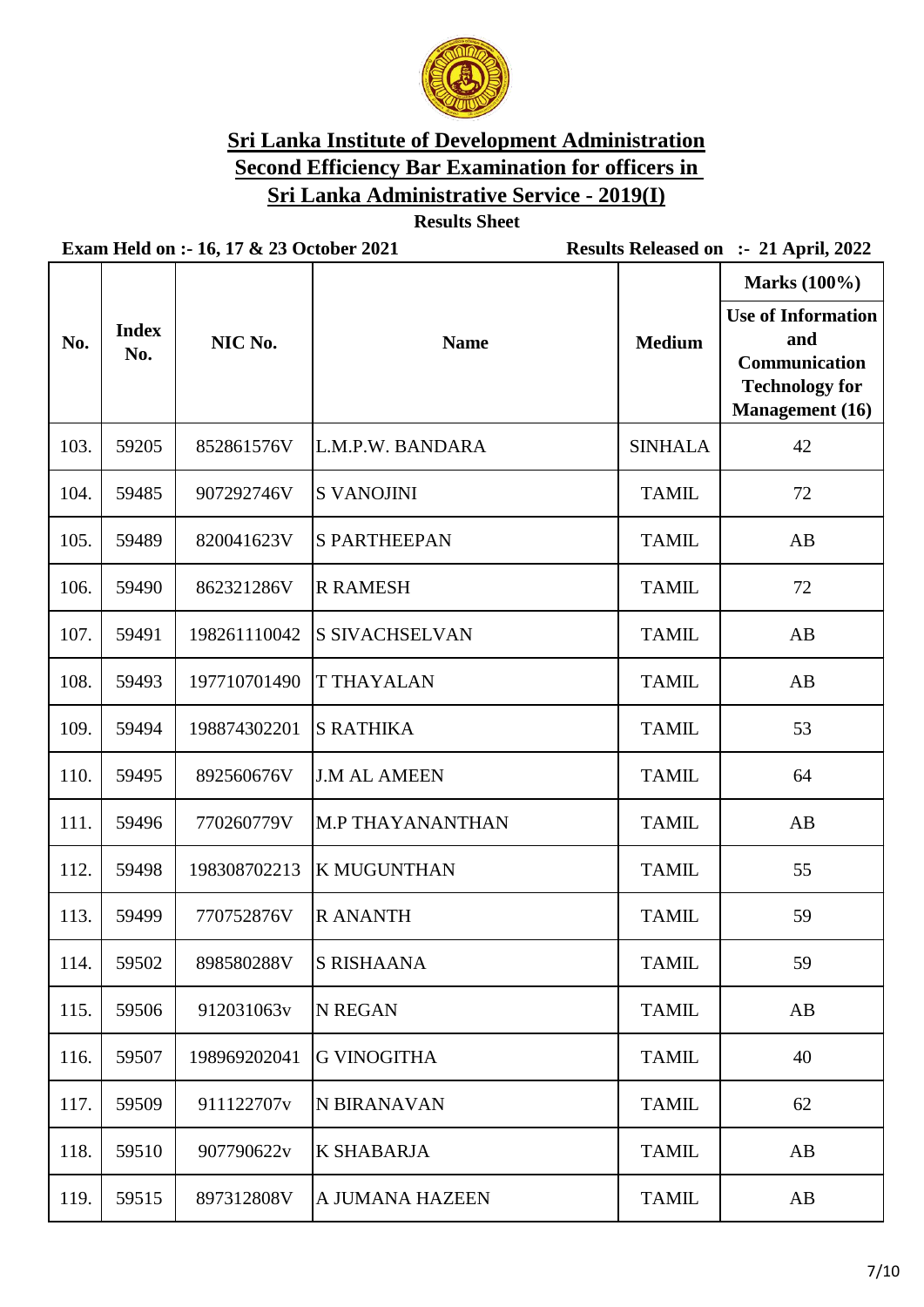# Sri Lanka Institute of Development Administration

## Second Efficiency Bar Examination for officers in Sri Lanka Administrative Service - 2019(I)

**Results Sheet**

**Exam Held on :- 16, 17 & 23 October 2021** **Results Released on :- 21 April, 2022**

| No. | Index No. | NIC No. | Name | Medium | Marks (100%) Use of Information and Communication Technology for Management (16) |
|---|---|---|---|---|---|
| 103. | 59205 | 852861576V | L.M.P.W. BANDARA | SINHALA | 42 |
| 104. | 59485 | 907292746V | S VANOJINI | TAMIL | 72 |
| 105. | 59489 | 820041623V | S PARTHEEPAN | TAMIL | AB |
| 106. | 59490 | 862321286V | R RAMESH | TAMIL | 72 |
| 107. | 59491 | 198261110042 | S SIVACHSELVAN | TAMIL | AB |
| 108. | 59493 | 197710701490 | T THAYALAN | TAMIL | AB |
| 109. | 59494 | 198874302201 | S RATHIKA | TAMIL | 53 |
| 110. | 59495 | 892560676V | J.M AL AMEEN | TAMIL | 64 |
| 111. | 59496 | 770260779V | M.P THAYANANTHAN | TAMIL | AB |
| 112. | 59498 | 198308702213 | K MUGUNTHAN | TAMIL | 55 |
| 113. | 59499 | 770752876V | R ANANTH | TAMIL | 59 |
| 114. | 59502 | 898580288V | S RISHAANA | TAMIL | 59 |
| 115. | 59506 | 912031063v | N REGAN | TAMIL | AB |
| 116. | 59507 | 198969202041 | G VINOGITHA | TAMIL | 40 |
| 117. | 59509 | 911122707v | N BIRANAVAN | TAMIL | 62 |
| 118. | 59510 | 907790622v | K SHABARJA | TAMIL | AB |
| 119. | 59515 | 897312808V | A JUMANA HAZEEN | TAMIL | AB |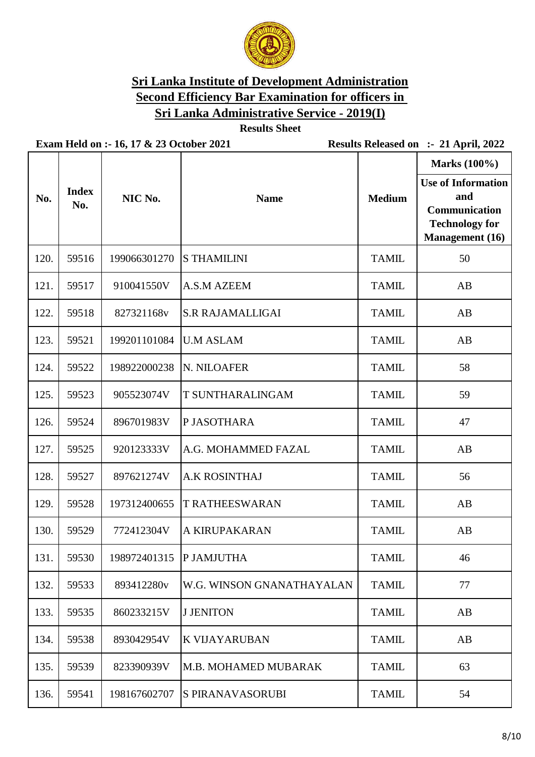# Sri Lanka Institute of Development Administration

## Second Efficiency Bar Examination for officers in Sri Lanka Administrative Service - 2019(I)

**Results Sheet**

**Exam Held on :- 16, 17 & 23 October 2021** **Results Released on :- 21 April, 2022**

| No. | Index No. | NIC No. | Name | Medium | Marks (100%) Use of Information and Communication Technology for Management (16) |
|---|---|---|---|---|---|
| 120. | 59516 | 199066301270 | S THAMILINI | TAMIL | 50 |
| 121. | 59517 | 910041550V | A.S.M AZEEM | TAMIL | AB |
| 122. | 59518 | 827321168v | S.R RAJAMALLIGAI | TAMIL | AB |
| 123. | 59521 | 199201101084 | U.M ASLAM | TAMIL | AB |
| 124. | 59522 | 198922000238 | N. NILOAFER | TAMIL | 58 |
| 125. | 59523 | 905523074V | T SUNTHARALINGAM | TAMIL | 59 |
| 126. | 59524 | 896701983V | P JASOTHARA | TAMIL | 47 |
| 127. | 59525 | 920123333V | A.G. MOHAMMED FAZAL | TAMIL | AB |
| 128. | 59527 | 897621274V | A.K ROSINTHAJ | TAMIL | 56 |
| 129. | 59528 | 197312400655 | T RATHEESWARAN | TAMIL | AB |
| 130. | 59529 | 772412304V | A KIRUPAKARAN | TAMIL | AB |
| 131. | 59530 | 198972401315 | P JAMJUTHA | TAMIL | 46 |
| 132. | 59533 | 893412280v | W.G. WINSON GNANATHAYALAN | TAMIL | 77 |
| 133. | 59535 | 860233215V | J JENITON | TAMIL | AB |
| 134. | 59538 | 893042954V | K VIJAYARUBAN | TAMIL | AB |
| 135. | 59539 | 823390939V | M.B. MOHAMED MUBARAK | TAMIL | 63 |
| 136. | 59541 | 198167602707 | S PIRANAVASORUBI | TAMIL | 54 |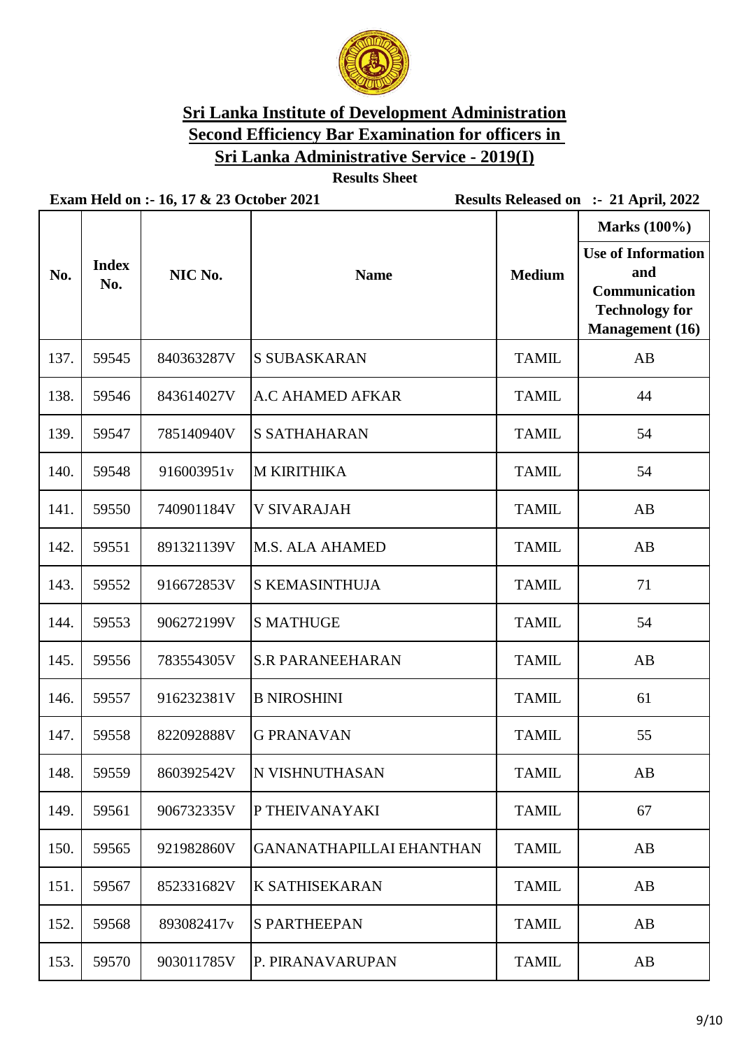# Sri Lanka Institute of Development Administration

## Second Efficiency Bar Examination for officers in Sri Lanka Administrative Service - 2019(I)

**Results Sheet**

**Exam Held on :- 16, 17 & 23 October 2021** **Results Released on :- 21 April, 2022**

| No. | Index No. | NIC No. | Name | Medium | Marks (100%) Use of Information and Communication Technology for Management (16) |
|---|---|---|---|---|---|
| 137. | 59545 | 840363287V | S SUBASKARAN | TAMIL | AB |
| 138. | 59546 | 843614027V | A.C AHAMED AFKAR | TAMIL | 44 |
| 139. | 59547 | 785140940V | S SATHAHARAN | TAMIL | 54 |
| 140. | 59548 | 916003951v | M KIRITHIKA | TAMIL | 54 |
| 141. | 59550 | 740901184V | V SIVARAJAH | TAMIL | AB |
| 142. | 59551 | 891321139V | M.S. ALA AHAMED | TAMIL | AB |
| 143. | 59552 | 916672853V | S KEMASINTHUJA | TAMIL | 71 |
| 144. | 59553 | 906272199V | S MATHUGE | TAMIL | 54 |
| 145. | 59556 | 783554305V | S.R PARANEEHARAN | TAMIL | AB |
| 146. | 59557 | 916232381V | B NIROSHINI | TAMIL | 61 |
| 147. | 59558 | 822092888V | G PRANAVAN | TAMIL | 55 |
| 148. | 59559 | 860392542V | N VISHNUTHASAN | TAMIL | AB |
| 149. | 59561 | 906732335V | P THEIVANAYAKI | TAMIL | 67 |
| 150. | 59565 | 921982860V | GANANATHAPILLAI EHANTHAN | TAMIL | AB |
| 151. | 59567 | 852331682V | K SATHISEKARAN | TAMIL | AB |
| 152. | 59568 | 893082417v | S PARTHEEPAN | TAMIL | AB |
| 153. | 59570 | 903011785V | P. PIRANAVARUPAN | TAMIL | AB |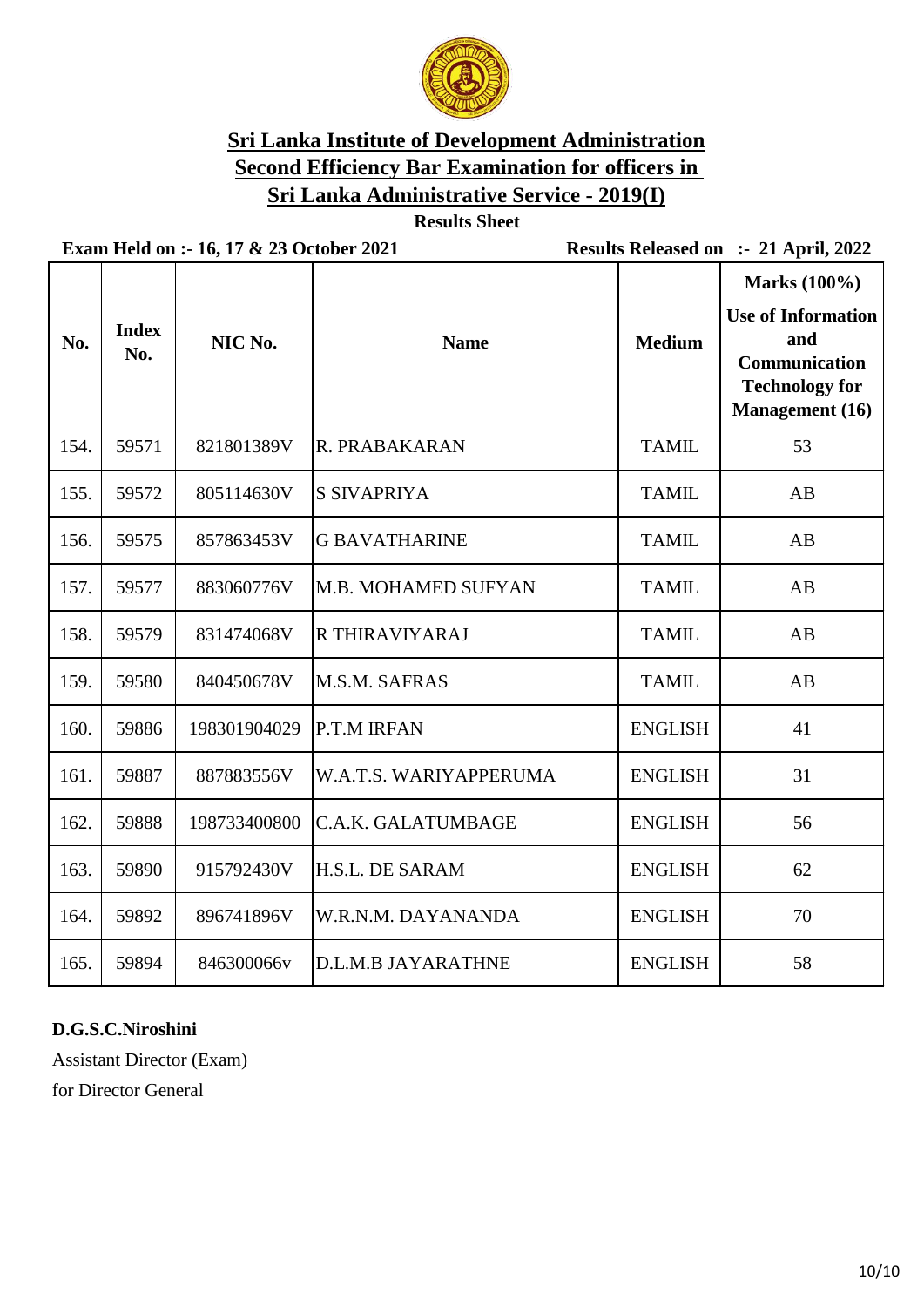# Sri Lanka Institute of Development Administration

## Second Efficiency Bar Examination for officers in Sri Lanka Administrative Service - 2019(I)

**Results Sheet**

**Exam Held on :- 16, 17 & 23 October 2021** **Results Released on :- 21 April, 2022**

| No. | Index No. | NIC No. | Name | Medium | Marks (100%) Use of Information and Communication Technology for Management (16) |
|---|---|---|---|---|---|
| 154. | 59571 | 821801389V | R. PRABAKARAN | TAMIL | 53 |
| 155. | 59572 | 805114630V | S SIVAPRIYA | TAMIL | AB |
| 156. | 59575 | 857863453V | G BAVATHARINE | TAMIL | AB |
| 157. | 59577 | 883060776V | M.B. MOHAMED SUFYAN | TAMIL | AB |
| 158. | 59579 | 831474068V | R THIRAVIYARAJ | TAMIL | AB |
| 159. | 59580 | 840450678V | M.S.M. SAFRAS | TAMIL | AB |
| 160. | 59886 | 198301904029 | P.T.M IRFAN | ENGLISH | 41 |
| 161. | 59887 | 887883556V | W.A.T.S. WARIYAPPERUMA | ENGLISH | 31 |
| 162. | 59888 | 198733400800 | C.A.K. GALATUMBAGE | ENGLISH | 56 |
| 163. | 59890 | 915792430V | H.S.L. DE SARAM | ENGLISH | 62 |
| 164. | 59892 | 896741896V | W.R.N.M. DAYANANDA | ENGLISH | 70 |
| 165. | 59894 | 846300066v | D.L.M.B JAYARATHNE | ENGLISH | 58 |

**D.G.S.C.Niroshini**

Assistant Director (Exam)

for Director General